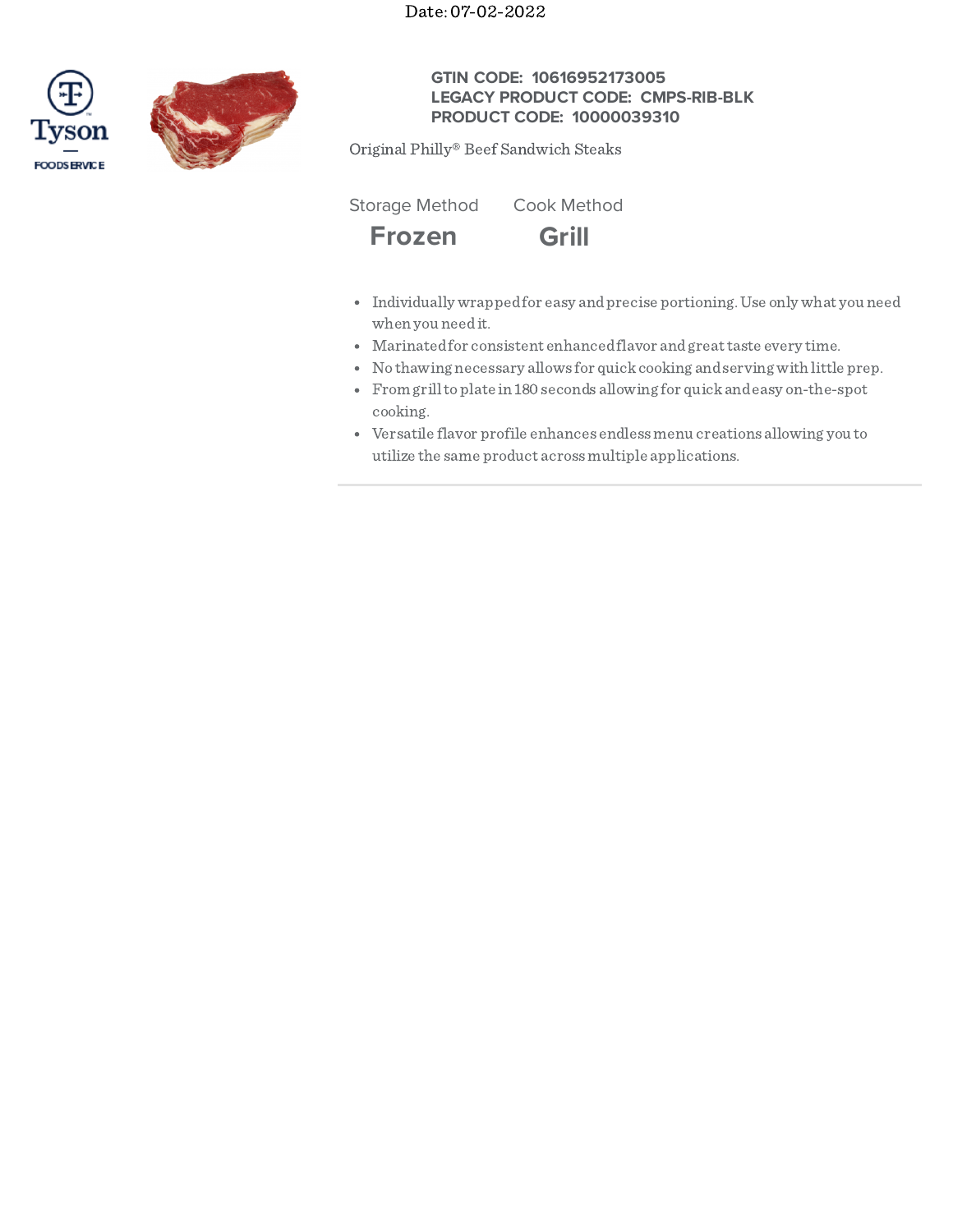Date: 07-02-2022

Tyson FOODSERVICE

**GTIN CODE: 10616952173005**
**LEGACY PRODUCT CODE: CMPS-RIB-BLK**
**PRODUCT CODE: 10000039310**

Original Philly® Beef Sandwich Steaks

| Storage Method | Cook Method |
| --- | --- |
| **Frozen** | **Grill** |

- Individually wrapped for easy and precise portioning. Use only what you need when you need it.
- Marinated for consistent enhanced flavor and great taste every time.
- No thawing necessary allows for quick cooking and serving with little prep.
- From grill to plate in 180 seconds allowing for quick and easy on-the-spot cooking.
- Versatile flavor profile enhances endless menu creations allowing you to utilize the same product across multiple applications.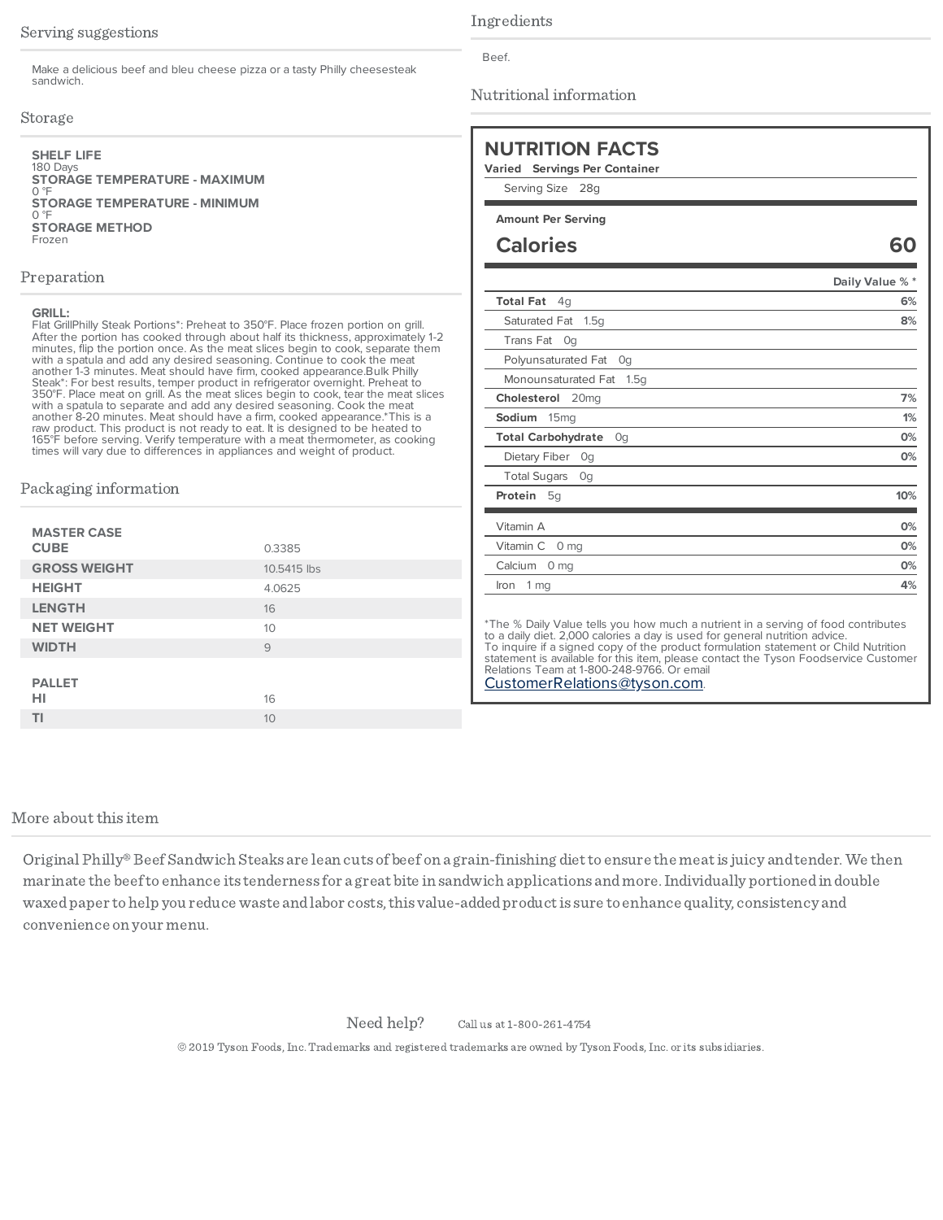## Serving suggestions

Make a delicious beef and bleu cheese pizza or a tasty Philly cheesesteak sandwich.

## Storage

**SHELF LIFE**
180 Days
**STORAGE TEMPERATURE - MAXIMUM**
0 °F
**STORAGE TEMPERATURE - MINIMUM**
0 °F
**STORAGE METHOD**
Frozen

## Preparation

**GRILL:**
Flat GrillPhilly Steak Portions*: Preheat to 350°F. Place frozen portion on grill. After the portion has cooked through about half its thickness, approximately 1-2 minutes, flip the portion once. As the meat slices begin to cook, separate them with a spatula and add any desired seasoning. Continue to cook the meat another 1-3 minutes. Meat should have firm, cooked appearance.Bulk Philly Steak*: For best results, temper product in refrigerator overnight. Preheat to 350°F. Place meat on grill. As the meat slices begin to cook, tear the meat slices with a spatula to separate and add any desired seasoning. Cook the meat another 8-20 minutes. Meat should have a firm, cooked appearance.*This is a raw product. This product is not ready to eat. It is designed to be heated to 165°F before serving. Verify temperature with a meat thermometer, as cooking times will vary due to differences in appliances and weight of product.

## Packaging information

| | |
|---|---|
| **MASTER CASE** | |
| **CUBE** | 0.3385 |
| **GROSS WEIGHT** | 10.5415 lbs |
| **HEIGHT** | 4.0625 |
| **LENGTH** | 16 |
| **NET WEIGHT** | 10 |
| **WIDTH** | 9 |
| **PALLET** | |
| **HI** | 16 |
| **TI** | 10 |

## Ingredients

Beef.

## Nutritional information

### NUTRITION FACTS

**Varied Servings Per Container**

Serving Size 28g

**Amount Per Serving**

| | |
|---|---|
| **Calories** | **60** |
| | **Daily Value % *** |
| **Total Fat** 4g | **6%** |
| Saturated Fat 1.5g | **8%** |
| Trans Fat 0g | |
| Polyunsaturated Fat 0g | |
| Monounsaturated Fat 1.5g | |
| **Cholesterol** 20mg | **7%** |
| **Sodium** 15mg | **1%** |
| **Total Carbohydrate** 0g | **0%** |
| Dietary Fiber 0g | **0%** |
| Total Sugars 0g | |
| **Protein** 5g | **10%** |
| Vitamin A | **0%** |
| Vitamin C 0 mg | **0%** |
| Calcium 0 mg | **0%** |
| Iron 1 mg | **4%** |

*The % Daily Value tells you how much a nutrient in a serving of food contributes to a daily diet. 2,000 calories a day is used for general nutrition advice.
To inquire if a signed copy of the product formulation statement or Child Nutrition statement is available for this item, please contact the Tyson Foodservice Customer Relations Team at 1-800-248-9766. Or email CustomerRelations@tyson.com.

## More about this item

Original Philly® Beef Sandwich Steaks are lean cuts of beef on a grain-finishing diet to ensure the meat is juicy and tender. We then marinate the beef to enhance its tenderness for a great bite in sandwich applications and more. Individually portioned in double waxed paper to help you reduce waste and labor costs, this value-added product is sure to enhance quality, consistency and convenience on your menu.

Need help? Call us at 1-800-261-4754

© 2019 Tyson Foods, Inc. Trademarks and registered trademarks are owned by Tyson Foods, Inc. or its subsidiaries.